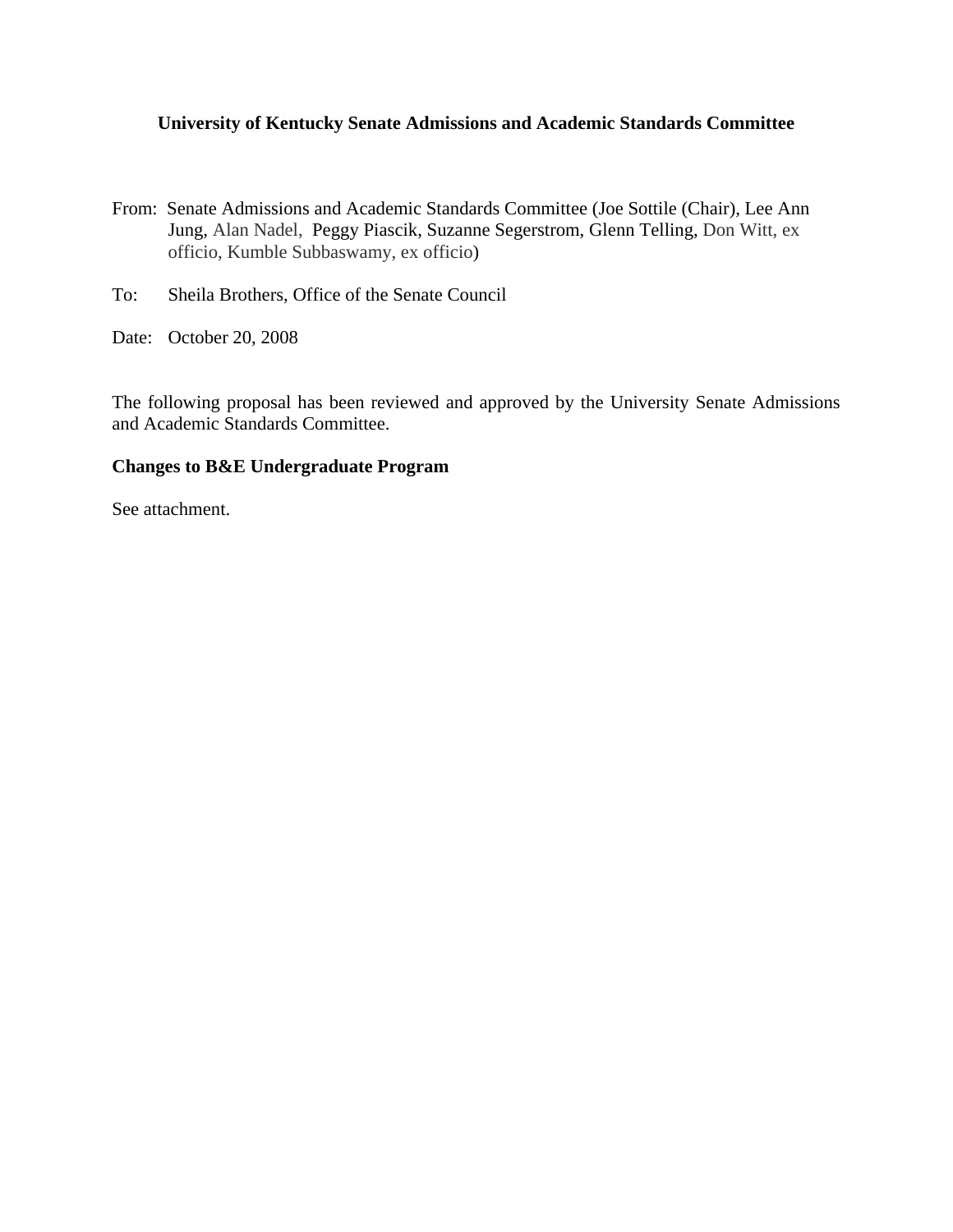**University of Kentucky Senate Admissions and Academic Standards Committee**

From: Senate Admissions and Academic Standards Committee (Joe Sottile (Chair), Lee Ann Jung, Alan Nadel, Peggy Piascik, Suzanne Segerstrom, Glenn Telling, Don Witt, ex officio, Kumble Subbaswamy, ex officio)

To: Sheila Brothers, Office of the Senate Council

Date: October 20, 2008

The following proposal has been reviewed and approved by the University Senate Admissions and Academic Standards Committee.

**Changes to B&E Undergraduate Program**

See attachment.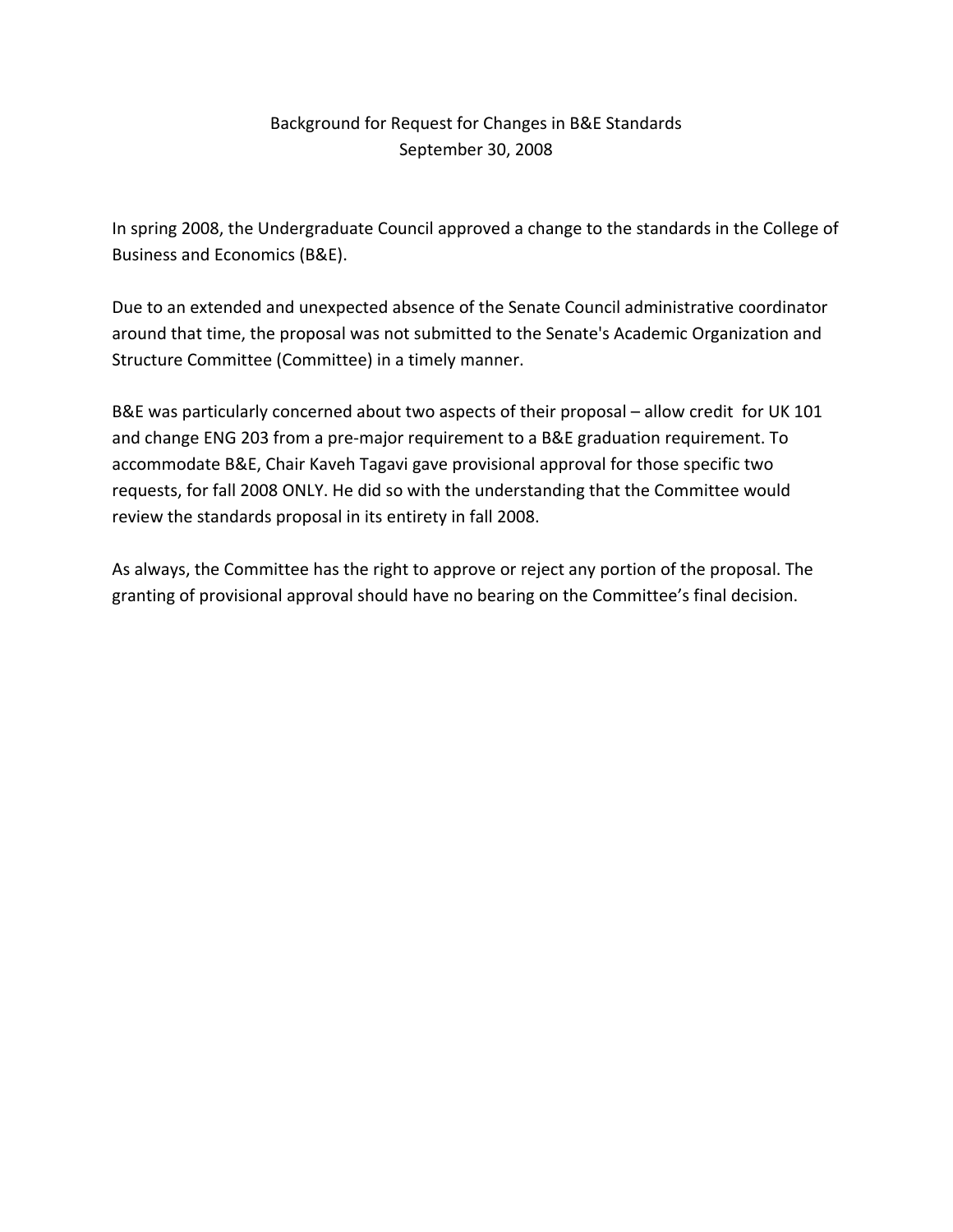# Background for Request for Changes in B&E Standards

September 30, 2008

In spring 2008, the Undergraduate Council approved a change to the standards in the College of Business and Economics (B&E).

Due to an extended and unexpected absence of the Senate Council administrative coordinator around that time, the proposal was not submitted to the Senate's Academic Organization and Structure Committee (Committee) in a timely manner.

B&E was particularly concerned about two aspects of their proposal – allow credit for UK 101 and change ENG 203 from a pre-major requirement to a B&E graduation requirement. To accommodate B&E, Chair Kaveh Tagavi gave provisional approval for those specific two requests, for fall 2008 ONLY. He did so with the understanding that the Committee would review the standards proposal in its entirety in fall 2008.

As always, the Committee has the right to approve or reject any portion of the proposal. The granting of provisional approval should have no bearing on the Committee's final decision.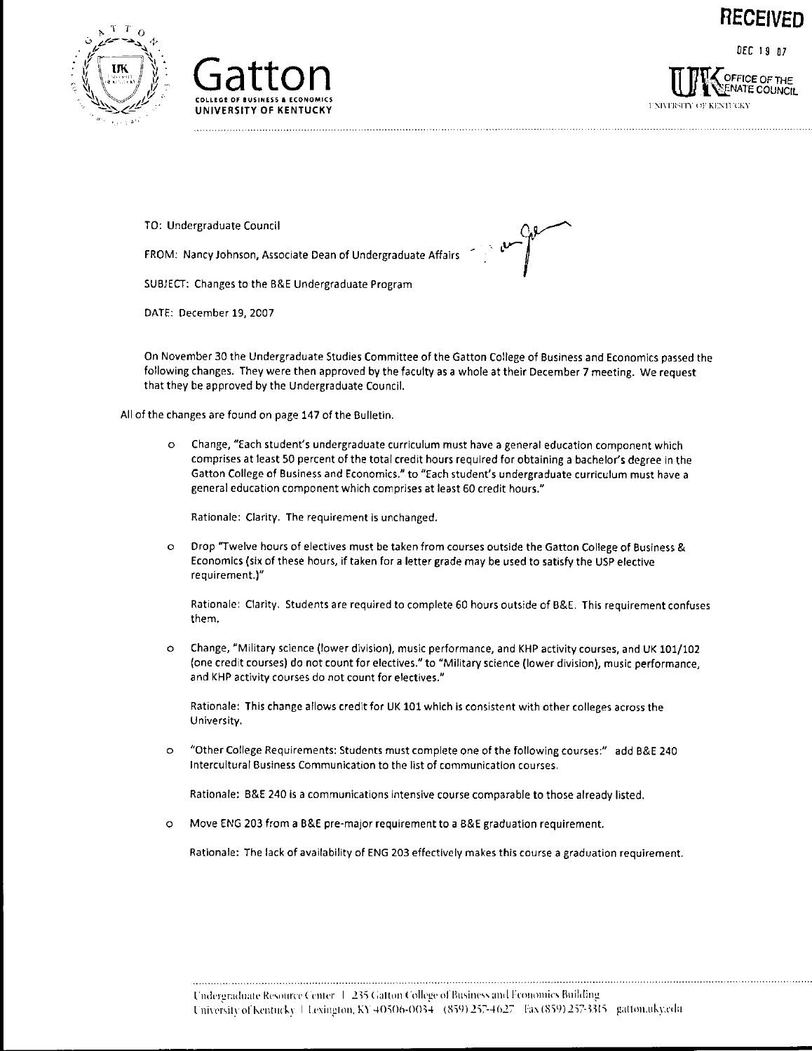# Gatton

COLLEGE OF BUSINESS & ECONOMICS
UNIVERSITY OF KENTUCKY

**RECEIVED**

DEC 19 07

OFFICE OF THE SENATE COUNCIL
UNIVERSITY OF KENTUCKY

TO: Undergraduate Council

FROM: Nancy Johnson, Associate Dean of Undergraduate Affairs

SUBJECT: Changes to the B&E Undergraduate Program

DATE: December 19, 2007

On November 30 the Undergraduate Studies Committee of the Gatton College of Business and Economics passed the following changes. They were then approved by the faculty as a whole at their December 7 meeting. We request that they be approved by the Undergraduate Council.

All of the changes are found on page 147 of the Bulletin.

- Change, "Each student's undergraduate curriculum must have a general education component which comprises at least 50 percent of the total credit hours required for obtaining a bachelor's degree in the Gatton College of Business and Economics." to "Each student's undergraduate curriculum must have a general education component which comprises at least 60 credit hours."

  Rationale: Clarity. The requirement is unchanged.

- Drop "Twelve hours of electives must be taken from courses outside the Gatton College of Business & Economics (six of these hours, if taken for a letter grade may be used to satisfy the USP elective requirement.)"

  Rationale: Clarity. Students are required to complete 60 hours outside of B&E. This requirement confuses them.

- Change, "Military science (lower division), music performance, and KHP activity courses, and UK 101/102 (one credit courses) do not count for electives." to "Military science (lower division), music performance, and KHP activity courses do not count for electives."

  Rationale: This change allows credit for UK 101 which is consistent with other colleges across the University.

- "Other College Requirements: Students must complete one of the following courses:" add B&E 240 Intercultural Business Communication to the list of communication courses.

  Rationale: B&E 240 is a communications intensive course comparable to those already listed.

- Move ENG 203 from a B&E pre-major requirement to a B&E graduation requirement.

  Rationale: The lack of availability of ENG 203 effectively makes this course a graduation requirement.

Undergraduate Resource Center | 235 Gatton College of Business and Economics Building
University of Kentucky | Lexington, KY 40506-0034 (859) 257-4627 Fax (859) 257-3315 gatton.uky.edu